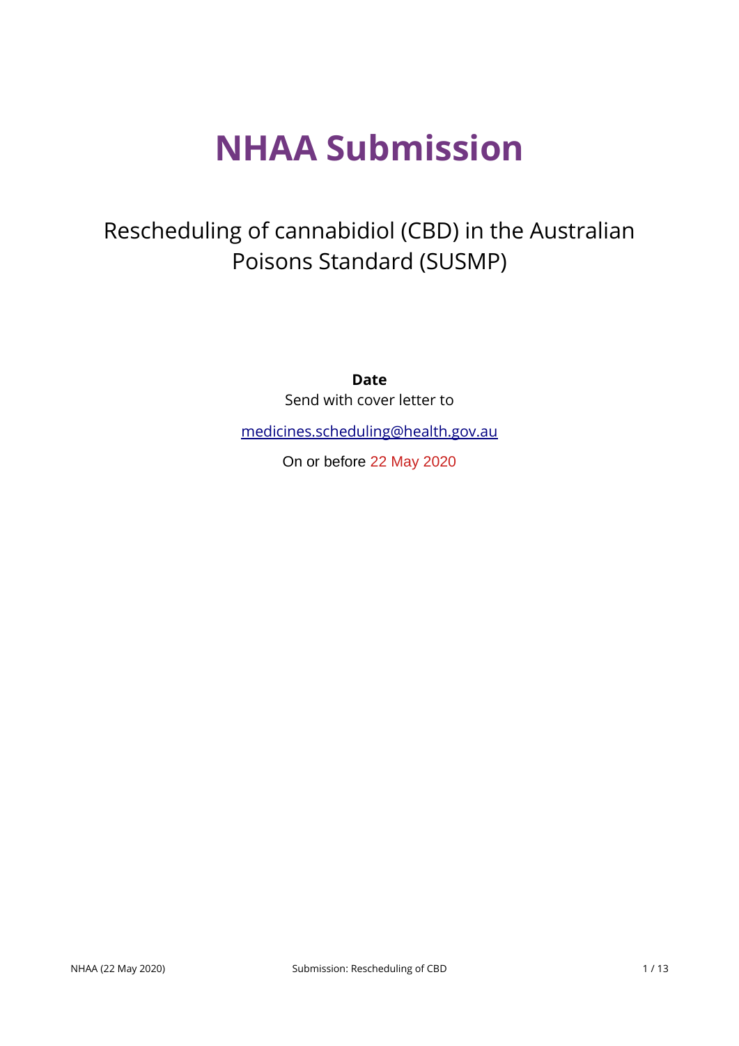# NHAA Submission

## Rescheduling of cannabidiol (CBD) in the Australian Poisons Standard (SUSMP)

**Date**

Send with cover letter to

medicines.scheduling@health.gov.au

On or before 22 May 2020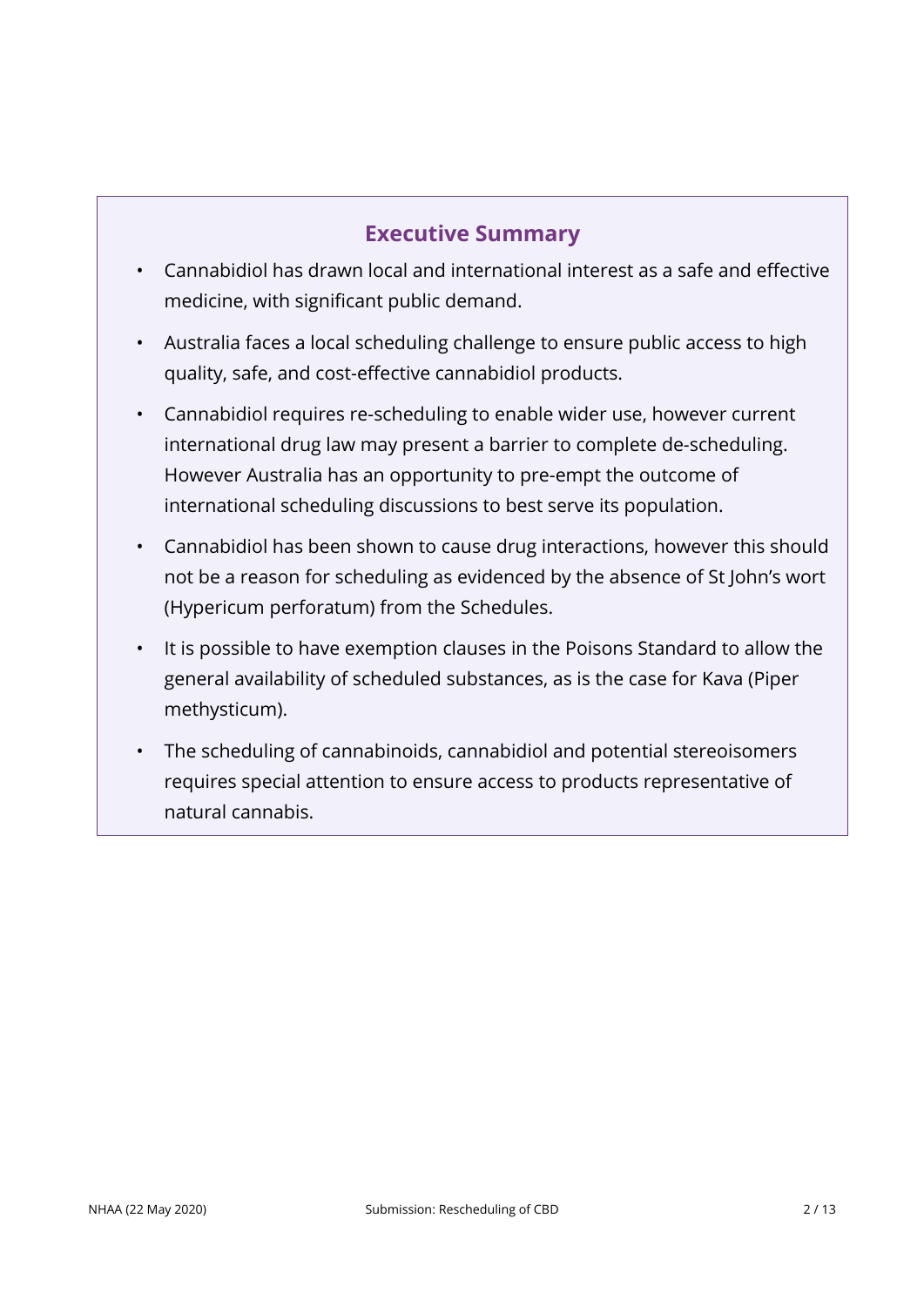## Executive Summary

- Cannabidiol has drawn local and international interest as a safe and effective medicine, with significant public demand.
- Australia faces a local scheduling challenge to ensure public access to high quality, safe, and cost-effective cannabidiol products.
- Cannabidiol requires re-scheduling to enable wider use, however current international drug law may present a barrier to complete de-scheduling. However Australia has an opportunity to pre-empt the outcome of international scheduling discussions to best serve its population.
- Cannabidiol has been shown to cause drug interactions, however this should not be a reason for scheduling as evidenced by the absence of St John's wort (Hypericum perforatum) from the Schedules.
- It is possible to have exemption clauses in the Poisons Standard to allow the general availability of scheduled substances, as is the case for Kava (Piper methysticum).
- The scheduling of cannabinoids, cannabidiol and potential stereoisomers requires special attention to ensure access to products representative of natural cannabis.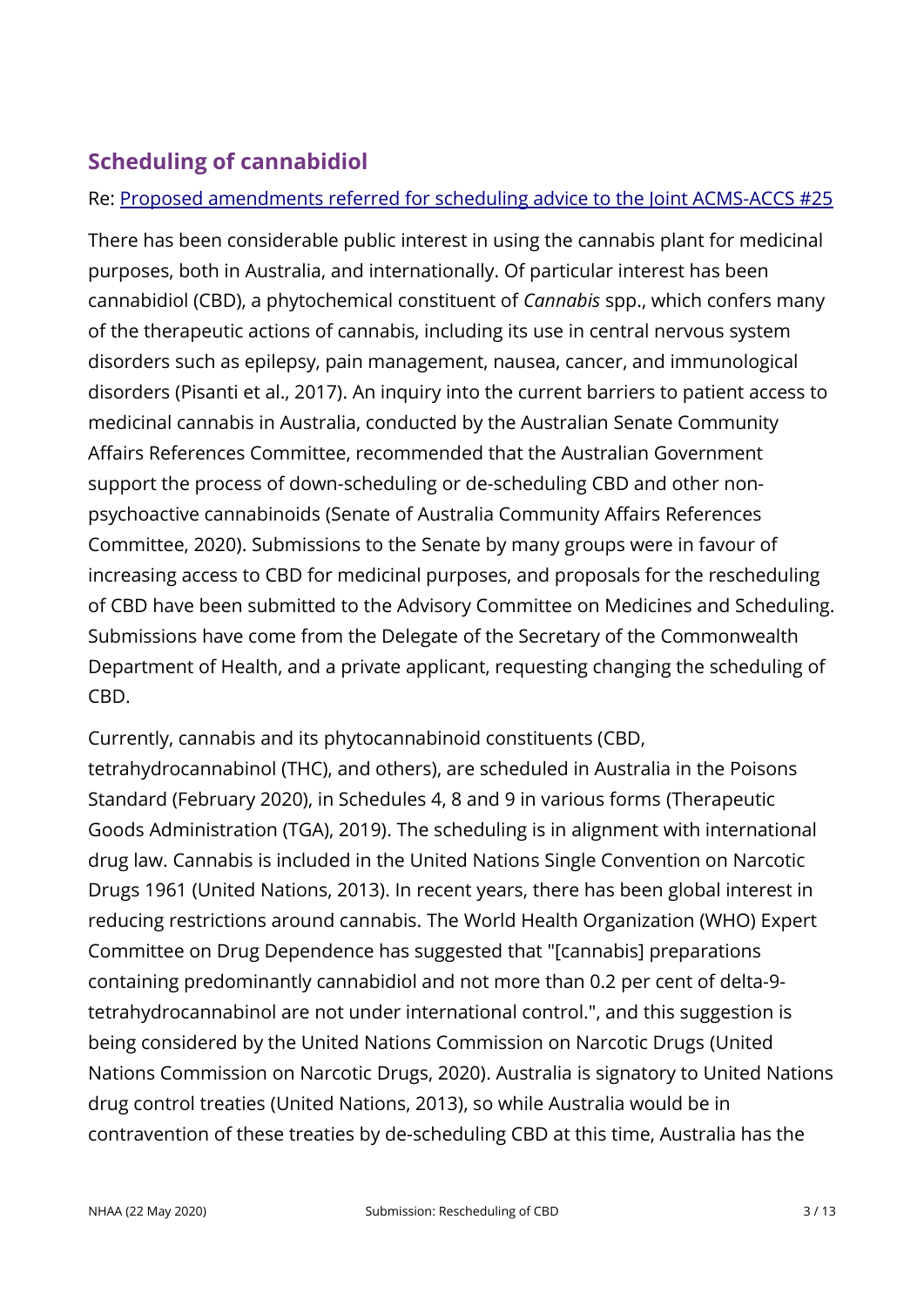## Scheduling of cannabidiol

Re: [Proposed amendments referred for scheduling advice to the Joint ACMS-ACCS #25]()

There has been considerable public interest in using the cannabis plant for medicinal purposes, both in Australia, and internationally. Of particular interest has been cannabidiol (CBD), a phytochemical constituent of *Cannabis* spp., which confers many of the therapeutic actions of cannabis, including its use in central nervous system disorders such as epilepsy, pain management, nausea, cancer, and immunological disorders (Pisanti et al., 2017). An inquiry into the current barriers to patient access to medicinal cannabis in Australia, conducted by the Australian Senate Community Affairs References Committee, recommended that the Australian Government support the process of down-scheduling or de-scheduling CBD and other non-psychoactive cannabinoids (Senate of Australia Community Affairs References Committee, 2020). Submissions to the Senate by many groups were in favour of increasing access to CBD for medicinal purposes, and proposals for the rescheduling of CBD have been submitted to the Advisory Committee on Medicines and Scheduling. Submissions have come from the Delegate of the Secretary of the Commonwealth Department of Health, and a private applicant, requesting changing the scheduling of CBD.

Currently, cannabis and its phytocannabinoid constituents (CBD, tetrahydrocannabinol (THC), and others), are scheduled in Australia in the Poisons Standard (February 2020), in Schedules 4, 8 and 9 in various forms (Therapeutic Goods Administration (TGA), 2019). The scheduling is in alignment with international drug law. Cannabis is included in the United Nations Single Convention on Narcotic Drugs 1961 (United Nations, 2013). In recent years, there has been global interest in reducing restrictions around cannabis. The World Health Organization (WHO) Expert Committee on Drug Dependence has suggested that "[cannabis] preparations containing predominantly cannabidiol and not more than 0.2 per cent of delta-9-tetrahydrocannabinol are not under international control.", and this suggestion is being considered by the United Nations Commission on Narcotic Drugs (United Nations Commission on Narcotic Drugs, 2020). Australia is signatory to United Nations drug control treaties (United Nations, 2013), so while Australia would be in contravention of these treaties by de-scheduling CBD at this time, Australia has the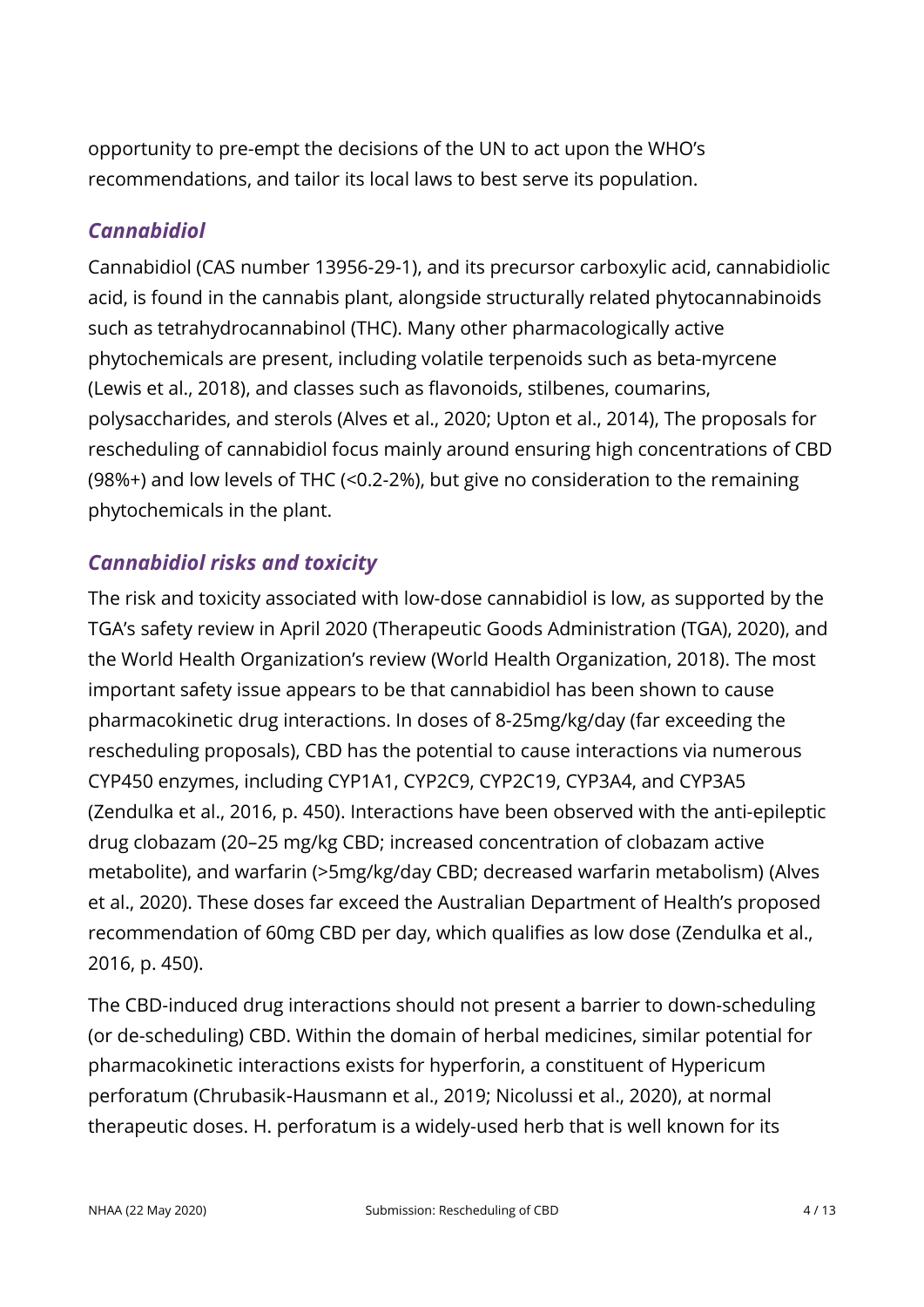opportunity to pre-empt the decisions of the UN to act upon the WHO's recommendations, and tailor its local laws to best serve its population.

### *Cannabidiol*

Cannabidiol (CAS number 13956-29-1), and its precursor carboxylic acid, cannabidiolic acid, is found in the cannabis plant, alongside structurally related phytocannabinoids such as tetrahydrocannabinol (THC). Many other pharmacologically active phytochemicals are present, including volatile terpenoids such as beta-myrcene (Lewis et al., 2018), and classes such as flavonoids, stilbenes, coumarins, polysaccharides, and sterols (Alves et al., 2020; Upton et al., 2014), The proposals for rescheduling of cannabidiol focus mainly around ensuring high concentrations of CBD (98%+) and low levels of THC (<0.2-2%), but give no consideration to the remaining phytochemicals in the plant.

### *Cannabidiol risks and toxicity*

The risk and toxicity associated with low-dose cannabidiol is low, as supported by the TGA's safety review in April 2020 (Therapeutic Goods Administration (TGA), 2020), and the World Health Organization's review (World Health Organization, 2018). The most important safety issue appears to be that cannabidiol has been shown to cause pharmacokinetic drug interactions. In doses of 8-25mg/kg/day (far exceeding the rescheduling proposals), CBD has the potential to cause interactions via numerous CYP450 enzymes, including CYP1A1, CYP2C9, CYP2C19, CYP3A4, and CYP3A5 (Zendulka et al., 2016, p. 450). Interactions have been observed with the anti-epileptic drug clobazam (20–25 mg/kg CBD; increased concentration of clobazam active metabolite), and warfarin (>5mg/kg/day CBD; decreased warfarin metabolism) (Alves et al., 2020). These doses far exceed the Australian Department of Health's proposed recommendation of 60mg CBD per day, which qualifies as low dose (Zendulka et al., 2016, p. 450).

The CBD-induced drug interactions should not present a barrier to down-scheduling (or de-scheduling) CBD. Within the domain of herbal medicines, similar potential for pharmacokinetic interactions exists for hyperforin, a constituent of Hypericum perforatum (Chrubasik-Hausmann et al., 2019; Nicolussi et al., 2020), at normal therapeutic doses. H. perforatum is a widely-used herb that is well known for its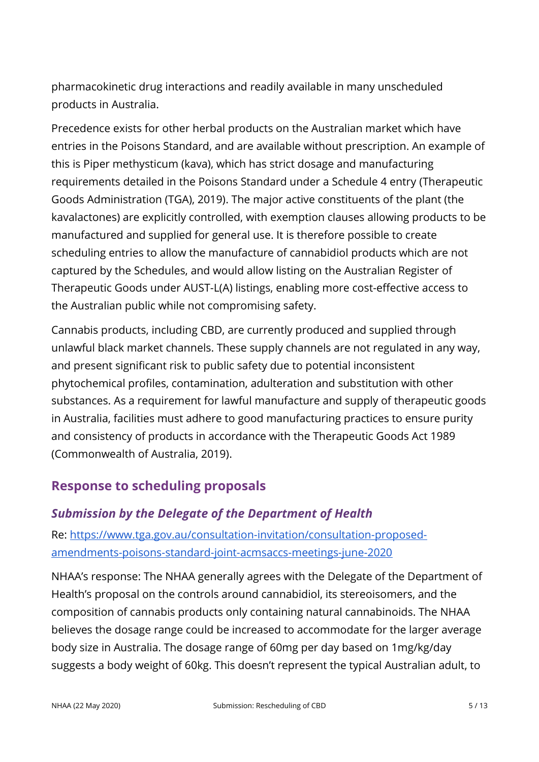pharmacokinetic drug interactions and readily available in many unscheduled products in Australia.

Precedence exists for other herbal products on the Australian market which have entries in the Poisons Standard, and are available without prescription. An example of this is Piper methysticum (kava), which has strict dosage and manufacturing requirements detailed in the Poisons Standard under a Schedule 4 entry (Therapeutic Goods Administration (TGA), 2019). The major active constituents of the plant (the kavalactones) are explicitly controlled, with exemption clauses allowing products to be manufactured and supplied for general use. It is therefore possible to create scheduling entries to allow the manufacture of cannabidiol products which are not captured by the Schedules, and would allow listing on the Australian Register of Therapeutic Goods under AUST-L(A) listings, enabling more cost-effective access to the Australian public while not compromising safety.

Cannabis products, including CBD, are currently produced and supplied through unlawful black market channels. These supply channels are not regulated in any way, and present significant risk to public safety due to potential inconsistent phytochemical profiles, contamination, adulteration and substitution with other substances. As a requirement for lawful manufacture and supply of therapeutic goods in Australia, facilities must adhere to good manufacturing practices to ensure purity and consistency of products in accordance with the Therapeutic Goods Act 1989 (Commonwealth of Australia, 2019).

## Response to scheduling proposals

### *Submission by the Delegate of the Department of Health*

Re: [https://www.tga.gov.au/consultation-invitation/consultation-proposed-amendments-poisons-standard-joint-acmsaccs-meetings-june-2020](https://www.tga.gov.au/consultation-invitation/consultation-proposed-amendments-poisons-standard-joint-acmsaccs-meetings-june-2020)

NHAA's response: The NHAA generally agrees with the Delegate of the Department of Health's proposal on the controls around cannabidiol, its stereoisomers, and the composition of cannabis products only containing natural cannabinoids. The NHAA believes the dosage range could be increased to accommodate for the larger average body size in Australia. The dosage range of 60mg per day based on 1mg/kg/day suggests a body weight of 60kg. This doesn't represent the typical Australian adult, to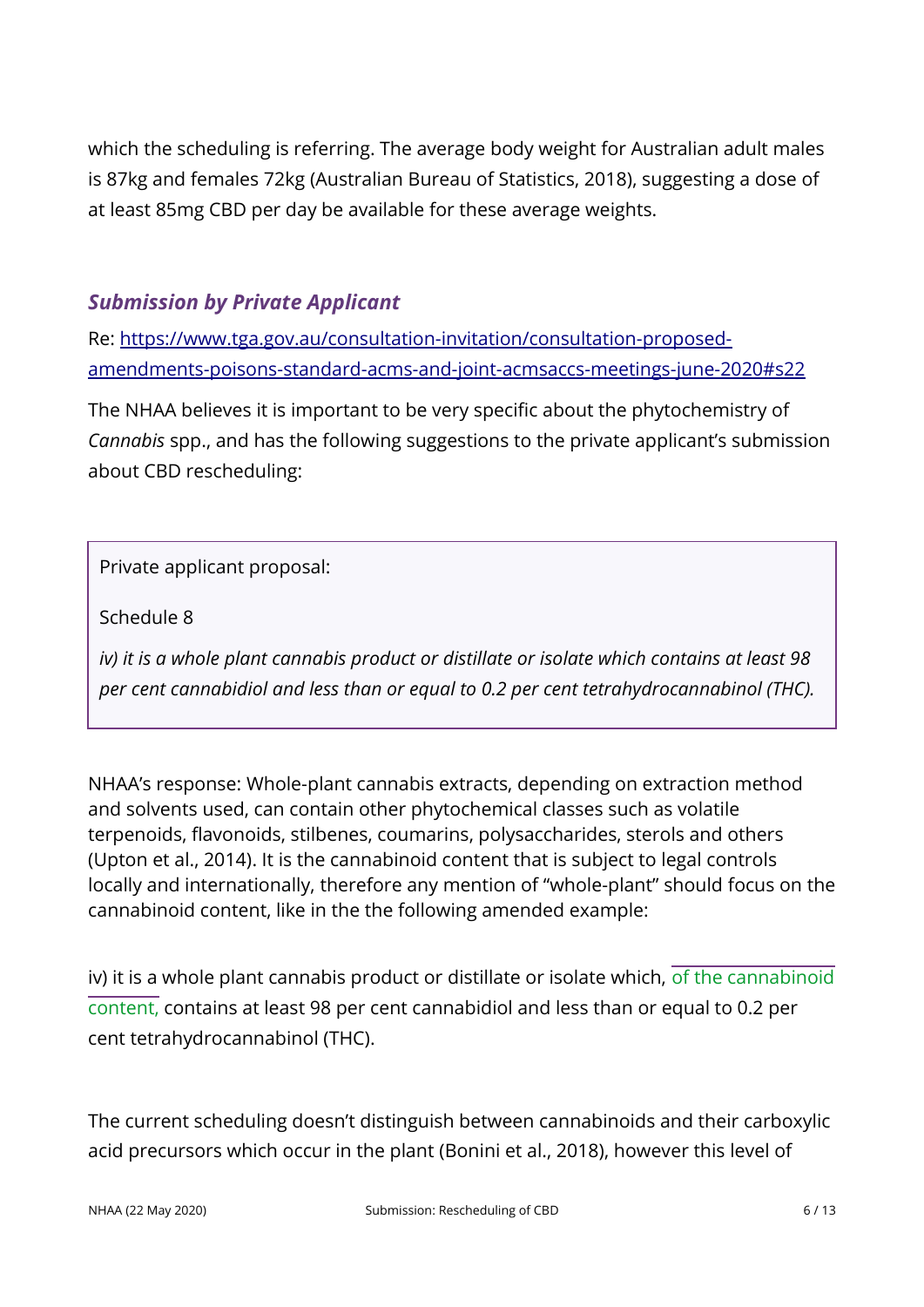which the scheduling is referring. The average body weight for Australian adult males is 87kg and females 72kg (Australian Bureau of Statistics, 2018), suggesting a dose of at least 85mg CBD per day be available for these average weights.

### *Submission by Private Applicant*

Re: [https://www.tga.gov.au/consultation-invitation/consultation-proposed-amendments-poisons-standard-acms-and-joint-acmsaccs-meetings-june-2020#s22](https://www.tga.gov.au/consultation-invitation/consultation-proposed-amendments-poisons-standard-acms-and-joint-acmsaccs-meetings-june-2020#s22)

The NHAA believes it is important to be very specific about the phytochemistry of *Cannabis* spp., and has the following suggestions to the private applicant's submission about CBD rescheduling:

> Private applicant proposal:
>
> Schedule 8
>
> *iv) it is a whole plant cannabis product or distillate or isolate which contains at least 98 per cent cannabidiol and less than or equal to 0.2 per cent tetrahydrocannabinol (THC).*

NHAA's response: Whole-plant cannabis extracts, depending on extraction method and solvents used, can contain other phytochemical classes such as volatile terpenoids, flavonoids, stilbenes, coumarins, polysaccharides, sterols and others (Upton et al., 2014). It is the cannabinoid content that is subject to legal controls locally and internationally, therefore any mention of "whole-plant" should focus on the cannabinoid content, like in the the following amended example:

iv) it is a whole plant cannabis product or distillate or isolate which, of the cannabinoid content, contains at least 98 per cent cannabidiol and less than or equal to 0.2 per cent tetrahydrocannabinol (THC).

The current scheduling doesn't distinguish between cannabinoids and their carboxylic acid precursors which occur in the plant (Bonini et al., 2018), however this level of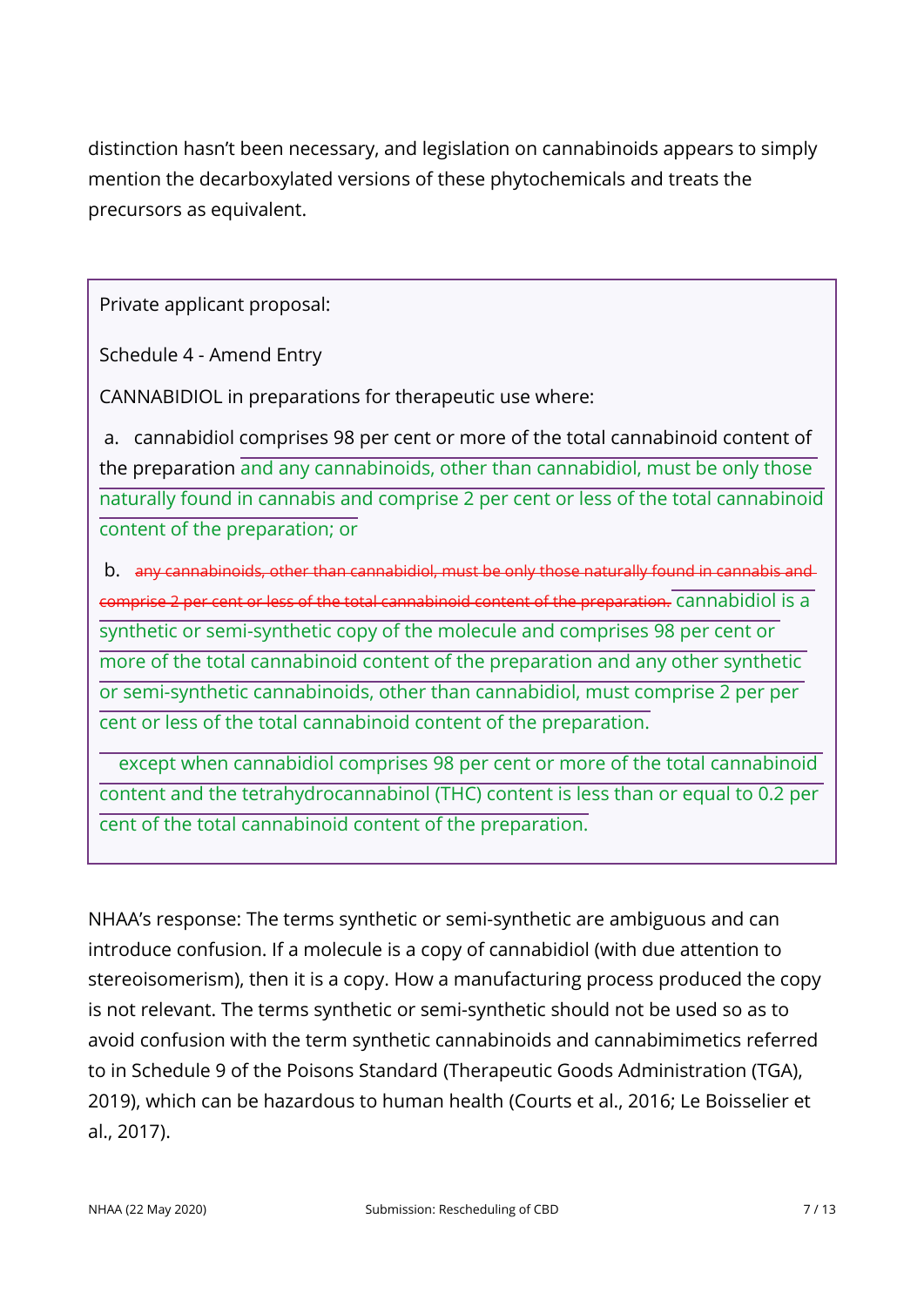distinction hasn't been necessary, and legislation on cannabinoids appears to simply mention the decarboxylated versions of these phytochemicals and treats the precursors as equivalent.

> Private applicant proposal:
>
> Schedule 4 - Amend Entry
>
> CANNABIDIOL in preparations for therapeutic use where:
>
> a. cannabidiol comprises 98 per cent or more of the total cannabinoid content of the preparation <ins>and any cannabinoids, other than cannabidiol, must be only those naturally found in cannabis and comprise 2 per cent or less of the total cannabinoid content of the preparation; or</ins>
>
> b. ~~any cannabinoids, other than cannabidiol, must be only those naturally found in cannabis and comprise 2 per cent or less of the total cannabinoid content of the preparation.~~ <ins>cannabidiol is a synthetic or semi-synthetic copy of the molecule and comprises 98 per cent or more of the total cannabinoid content of the preparation and any other synthetic or semi-synthetic cannabinoids, other than cannabidiol, must comprise 2 per per cent or less of the total cannabinoid content of the preparation.</ins>
>
> <ins>except when cannabidiol comprises 98 per cent or more of the total cannabinoid content and the tetrahydrocannabinol (THC) content is less than or equal to 0.2 per cent of the total cannabinoid content of the preparation.</ins>

NHAA's response: The terms synthetic or semi-synthetic are ambiguous and can introduce confusion. If a molecule is a copy of cannabidiol (with due attention to stereoisomerism), then it is a copy. How a manufacturing process produced the copy is not relevant. The terms synthetic or semi-synthetic should not be used so as to avoid confusion with the term synthetic cannabinoids and cannabimimetics referred to in Schedule 9 of the Poisons Standard (Therapeutic Goods Administration (TGA), 2019), which can be hazardous to human health (Courts et al., 2016; Le Boisselier et al., 2017).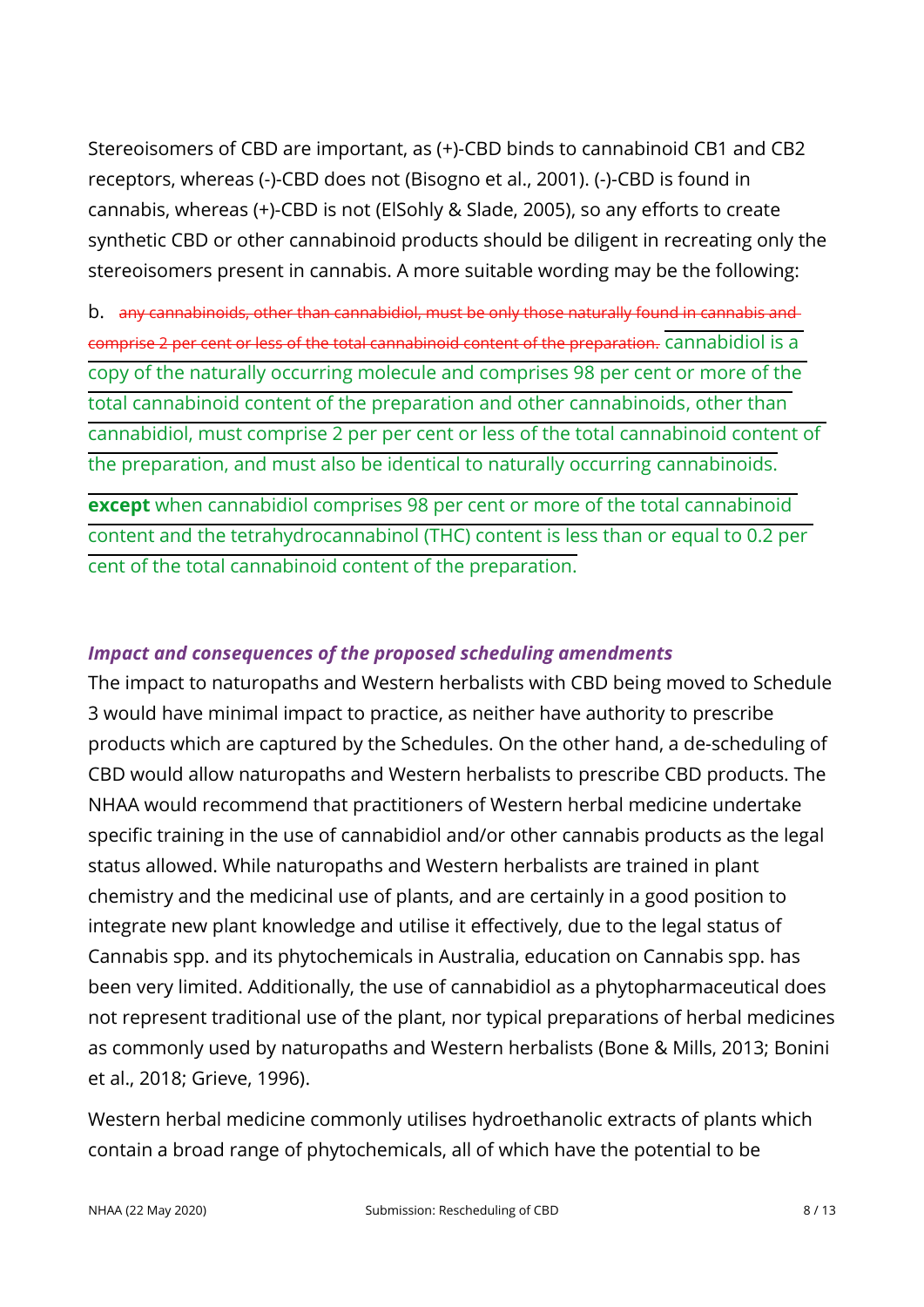Stereoisomers of CBD are important, as (+)-CBD binds to cannabinoid CB1 and CB2 receptors, whereas (-)-CBD does not (Bisogno et al., 2001). (-)-CBD is found in cannabis, whereas (+)-CBD is not (ElSohly & Slade, 2005), so any efforts to create synthetic CBD or other cannabinoid products should be diligent in recreating only the stereoisomers present in cannabis. A more suitable wording may be the following:

b. ~~any cannabinoids, other than cannabidiol, must be only those naturally found in cannabis and comprise 2 per cent or less of the total cannabinoid content of the preparation.~~ cannabidiol is a copy of the naturally occurring molecule and comprises 98 per cent or more of the total cannabinoid content of the preparation and other cannabinoids, other than cannabidiol, must comprise 2 per per cent or less of the total cannabinoid content of the preparation, and must also be identical to naturally occurring cannabinoids.

**except** when cannabidiol comprises 98 per cent or more of the total cannabinoid content and the tetrahydrocannabinol (THC) content is less than or equal to 0.2 per cent of the total cannabinoid content of the preparation.

### *Impact and consequences of the proposed scheduling amendments*

The impact to naturopaths and Western herbalists with CBD being moved to Schedule 3 would have minimal impact to practice, as neither have authority to prescribe products which are captured by the Schedules. On the other hand, a de-scheduling of CBD would allow naturopaths and Western herbalists to prescribe CBD products. The NHAA would recommend that practitioners of Western herbal medicine undertake specific training in the use of cannabidiol and/or other cannabis products as the legal status allowed. While naturopaths and Western herbalists are trained in plant chemistry and the medicinal use of plants, and are certainly in a good position to integrate new plant knowledge and utilise it effectively, due to the legal status of Cannabis spp. and its phytochemicals in Australia, education on Cannabis spp. has been very limited. Additionally, the use of cannabidiol as a phytopharmaceutical does not represent traditional use of the plant, nor typical preparations of herbal medicines as commonly used by naturopaths and Western herbalists (Bone & Mills, 2013; Bonini et al., 2018; Grieve, 1996).

Western herbal medicine commonly utilises hydroethanolic extracts of plants which contain a broad range of phytochemicals, all of which have the potential to be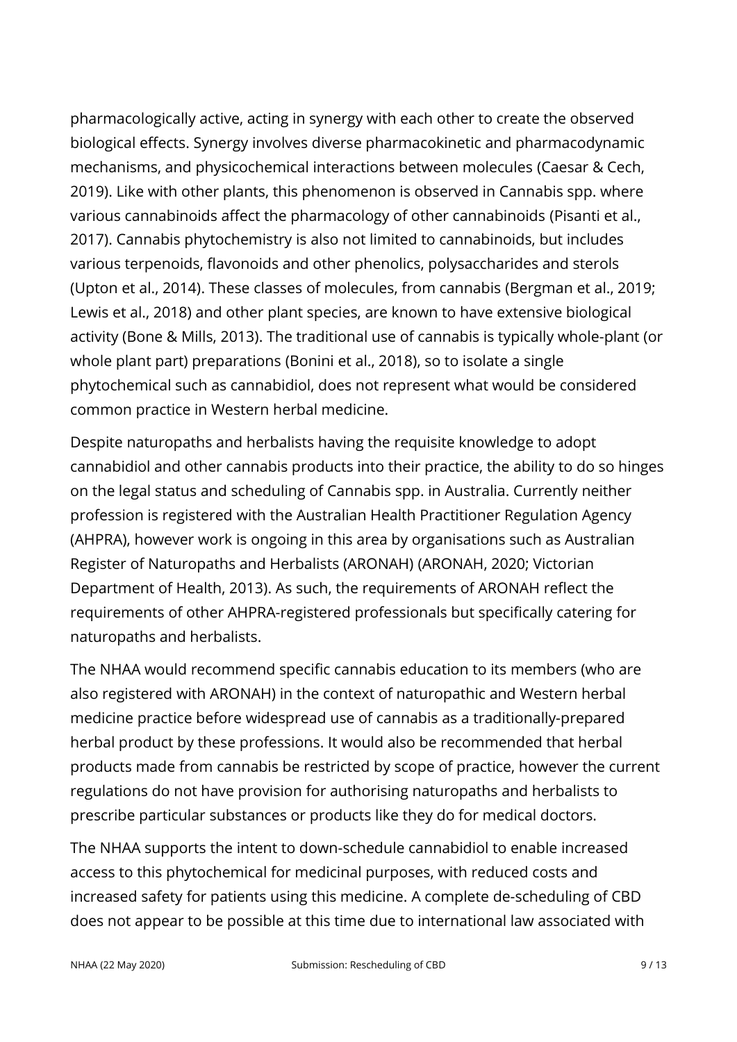pharmacologically active, acting in synergy with each other to create the observed biological effects. Synergy involves diverse pharmacokinetic and pharmacodynamic mechanisms, and physicochemical interactions between molecules (Caesar & Cech, 2019). Like with other plants, this phenomenon is observed in Cannabis spp. where various cannabinoids affect the pharmacology of other cannabinoids (Pisanti et al., 2017). Cannabis phytochemistry is also not limited to cannabinoids, but includes various terpenoids, flavonoids and other phenolics, polysaccharides and sterols (Upton et al., 2014). These classes of molecules, from cannabis (Bergman et al., 2019; Lewis et al., 2018) and other plant species, are known to have extensive biological activity (Bone & Mills, 2013). The traditional use of cannabis is typically whole-plant (or whole plant part) preparations (Bonini et al., 2018), so to isolate a single phytochemical such as cannabidiol, does not represent what would be considered common practice in Western herbal medicine.

Despite naturopaths and herbalists having the requisite knowledge to adopt cannabidiol and other cannabis products into their practice, the ability to do so hinges on the legal status and scheduling of Cannabis spp. in Australia. Currently neither profession is registered with the Australian Health Practitioner Regulation Agency (AHPRA), however work is ongoing in this area by organisations such as Australian Register of Naturopaths and Herbalists (ARONAH) (ARONAH, 2020; Victorian Department of Health, 2013). As such, the requirements of ARONAH reflect the requirements of other AHPRA-registered professionals but specifically catering for naturopaths and herbalists.

The NHAA would recommend specific cannabis education to its members (who are also registered with ARONAH) in the context of naturopathic and Western herbal medicine practice before widespread use of cannabis as a traditionally-prepared herbal product by these professions. It would also be recommended that herbal products made from cannabis be restricted by scope of practice, however the current regulations do not have provision for authorising naturopaths and herbalists to prescribe particular substances or products like they do for medical doctors.

The NHAA supports the intent to down-schedule cannabidiol to enable increased access to this phytochemical for medicinal purposes, with reduced costs and increased safety for patients using this medicine. A complete de-scheduling of CBD does not appear to be possible at this time due to international law associated with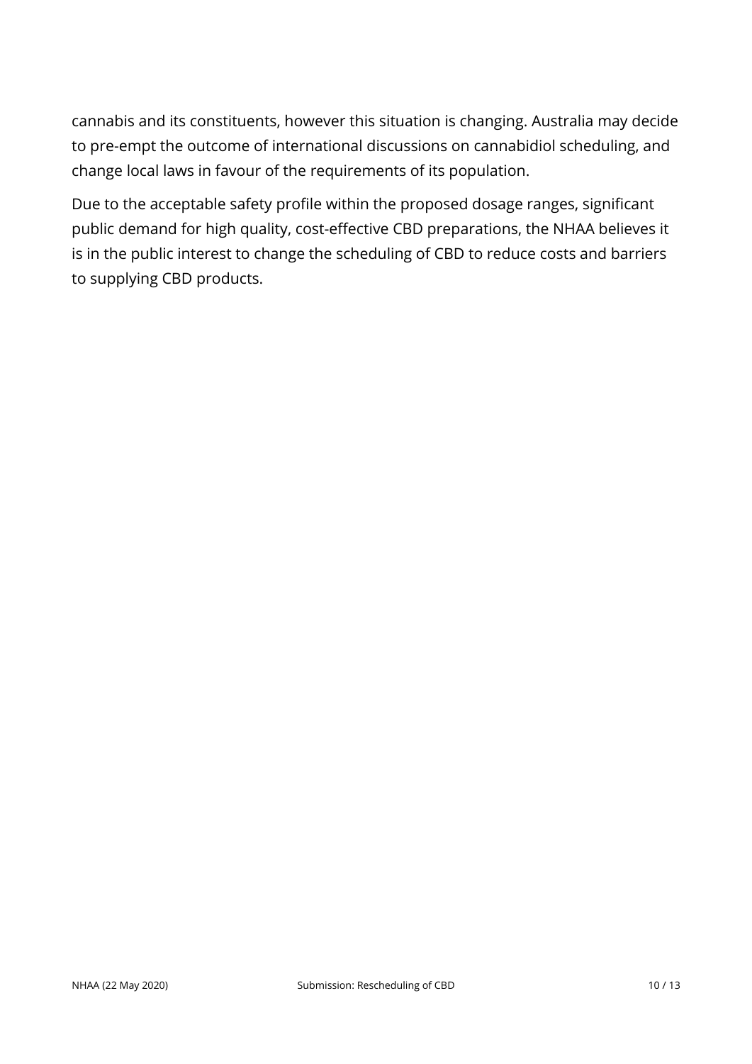cannabis and its constituents, however this situation is changing. Australia may decide to pre-empt the outcome of international discussions on cannabidiol scheduling, and change local laws in favour of the requirements of its population.

Due to the acceptable safety profile within the proposed dosage ranges, significant public demand for high quality, cost-effective CBD preparations, the NHAA believes it is in the public interest to change the scheduling of CBD to reduce costs and barriers to supplying CBD products.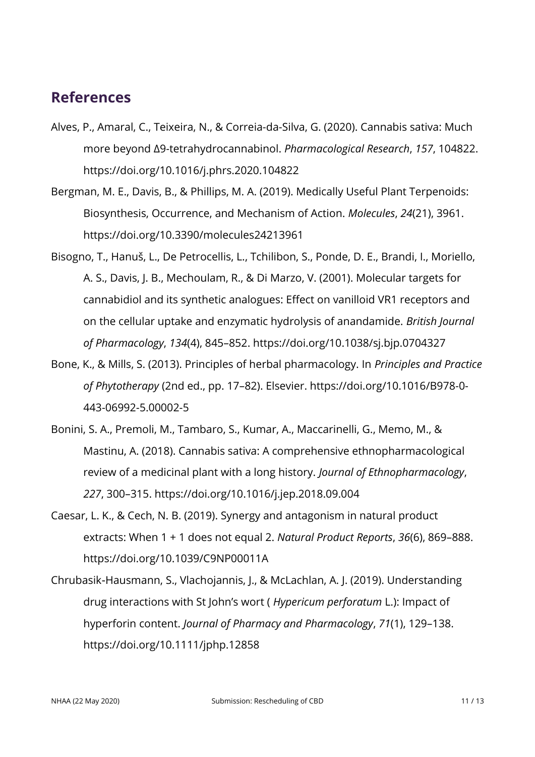## References

Alves, P., Amaral, C., Teixeira, N., & Correia-da-Silva, G. (2020). Cannabis sativa: Much more beyond Δ9-tetrahydrocannabinol. *Pharmacological Research*, *157*, 104822. https://doi.org/10.1016/j.phrs.2020.104822

Bergman, M. E., Davis, B., & Phillips, M. A. (2019). Medically Useful Plant Terpenoids: Biosynthesis, Occurrence, and Mechanism of Action. *Molecules*, *24*(21), 3961. https://doi.org/10.3390/molecules24213961

Bisogno, T., Hanuš, L., De Petrocellis, L., Tchilibon, S., Ponde, D. E., Brandi, I., Moriello, A. S., Davis, J. B., Mechoulam, R., & Di Marzo, V. (2001). Molecular targets for cannabidiol and its synthetic analogues: Effect on vanilloid VR1 receptors and on the cellular uptake and enzymatic hydrolysis of anandamide. *British Journal of Pharmacology*, *134*(4), 845–852. https://doi.org/10.1038/sj.bjp.0704327

Bone, K., & Mills, S. (2013). Principles of herbal pharmacology. In *Principles and Practice of Phytotherapy* (2nd ed., pp. 17–82). Elsevier. https://doi.org/10.1016/B978-0-443-06992-5.00002-5

Bonini, S. A., Premoli, M., Tambaro, S., Kumar, A., Maccarinelli, G., Memo, M., & Mastinu, A. (2018). Cannabis sativa: A comprehensive ethnopharmacological review of a medicinal plant with a long history. *Journal of Ethnopharmacology*, *227*, 300–315. https://doi.org/10.1016/j.jep.2018.09.004

Caesar, L. K., & Cech, N. B. (2019). Synergy and antagonism in natural product extracts: When 1 + 1 does not equal 2. *Natural Product Reports*, *36*(6), 869–888. https://doi.org/10.1039/C9NP00011A

Chrubasik-Hausmann, S., Vlachojannis, J., & McLachlan, A. J. (2019). Understanding drug interactions with St John's wort ( *Hypericum perforatum* L.): Impact of hyperforin content. *Journal of Pharmacy and Pharmacology*, *71*(1), 129–138. https://doi.org/10.1111/jphp.12858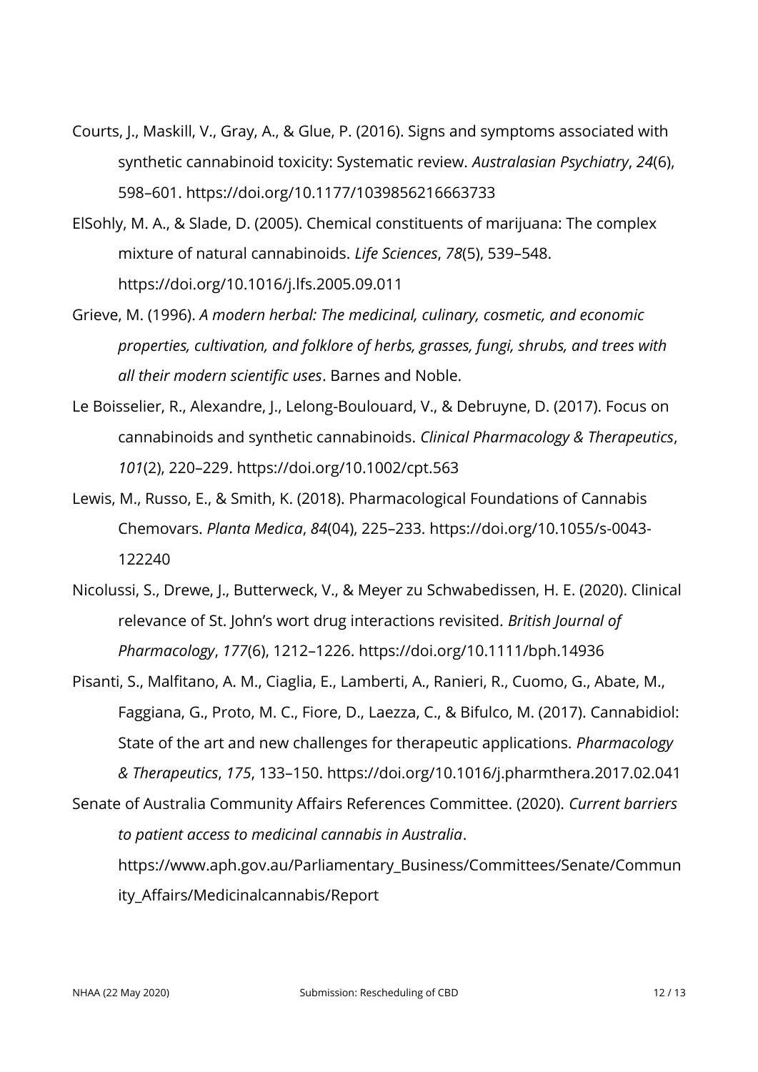Courts, J., Maskill, V., Gray, A., & Glue, P. (2016). Signs and symptoms associated with synthetic cannabinoid toxicity: Systematic review. *Australasian Psychiatry*, *24*(6), 598–601. https://doi.org/10.1177/1039856216663733

ElSohly, M. A., & Slade, D. (2005). Chemical constituents of marijuana: The complex mixture of natural cannabinoids. *Life Sciences*, *78*(5), 539–548. https://doi.org/10.1016/j.lfs.2005.09.011

Grieve, M. (1996). *A modern herbal: The medicinal, culinary, cosmetic, and economic properties, cultivation, and folklore of herbs, grasses, fungi, shrubs, and trees with all their modern scientific uses*. Barnes and Noble.

Le Boisselier, R., Alexandre, J., Lelong-Boulouard, V., & Debruyne, D. (2017). Focus on cannabinoids and synthetic cannabinoids. *Clinical Pharmacology & Therapeutics*, *101*(2), 220–229. https://doi.org/10.1002/cpt.563

Lewis, M., Russo, E., & Smith, K. (2018). Pharmacological Foundations of Cannabis Chemovars. *Planta Medica*, *84*(04), 225–233. https://doi.org/10.1055/s-0043-122240

Nicolussi, S., Drewe, J., Butterweck, V., & Meyer zu Schwabedissen, H. E. (2020). Clinical relevance of St. John's wort drug interactions revisited. *British Journal of Pharmacology*, *177*(6), 1212–1226. https://doi.org/10.1111/bph.14936

Pisanti, S., Malfitano, A. M., Ciaglia, E., Lamberti, A., Ranieri, R., Cuomo, G., Abate, M., Faggiana, G., Proto, M. C., Fiore, D., Laezza, C., & Bifulco, M. (2017). Cannabidiol: State of the art and new challenges for therapeutic applications. *Pharmacology & Therapeutics*, *175*, 133–150. https://doi.org/10.1016/j.pharmthera.2017.02.041

Senate of Australia Community Affairs References Committee. (2020). *Current barriers to patient access to medicinal cannabis in Australia*. https://www.aph.gov.au/Parliamentary_Business/Committees/Senate/Community_Affairs/Medicinalcannabis/Report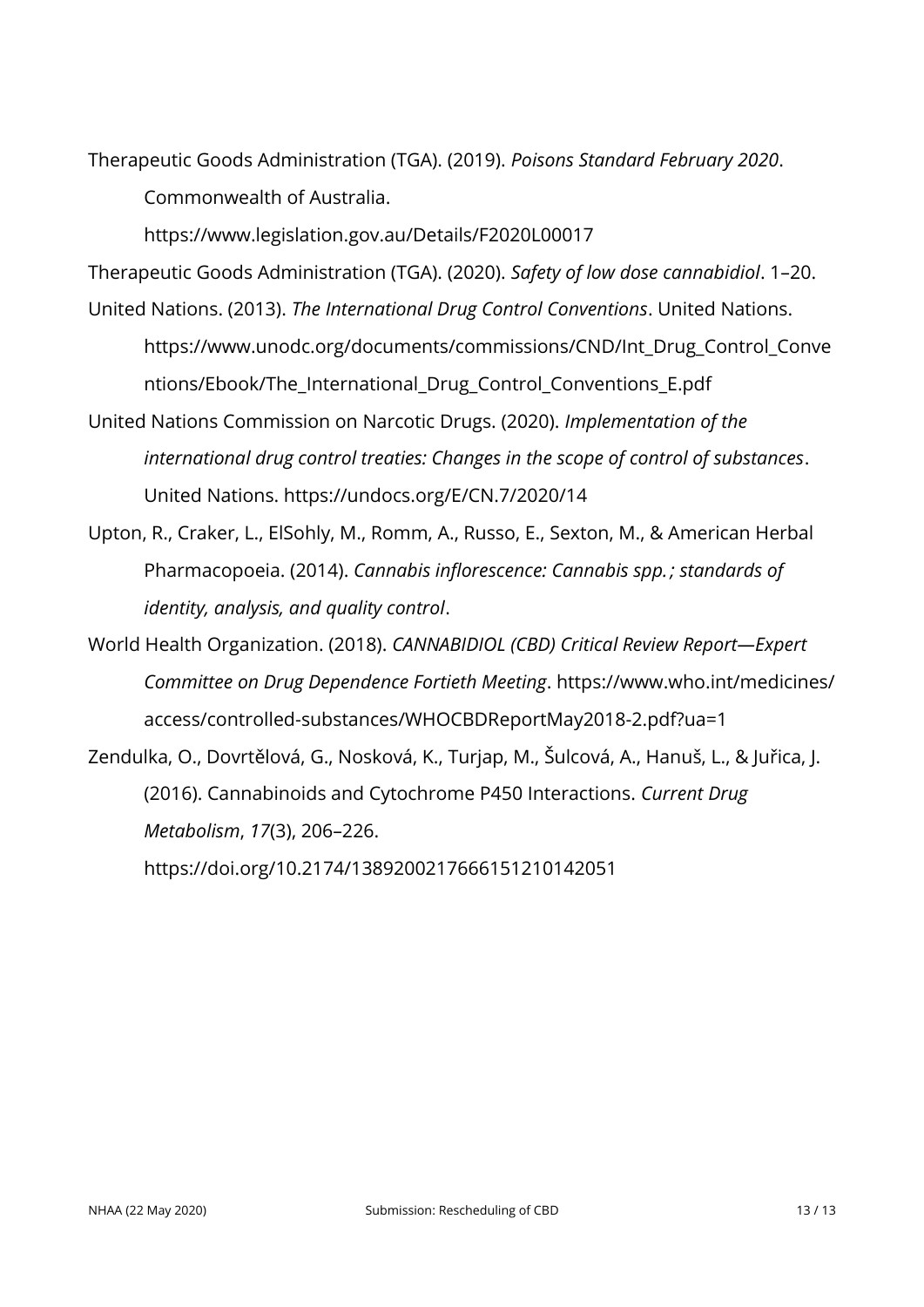Therapeutic Goods Administration (TGA). (2019). *Poisons Standard February 2020*. Commonwealth of Australia. https://www.legislation.gov.au/Details/F2020L00017

Therapeutic Goods Administration (TGA). (2020). *Safety of low dose cannabidiol*. 1–20.

United Nations. (2013). *The International Drug Control Conventions*. United Nations. https://www.unodc.org/documents/commissions/CND/Int_Drug_Control_Conventions/Ebook/The_International_Drug_Control_Conventions_E.pdf

United Nations Commission on Narcotic Drugs. (2020). *Implementation of the international drug control treaties: Changes in the scope of control of substances*. United Nations. https://undocs.org/E/CN.7/2020/14

Upton, R., Craker, L., ElSohly, M., Romm, A., Russo, E., Sexton, M., & American Herbal Pharmacopoeia. (2014). *Cannabis inflorescence: Cannabis spp.; standards of identity, analysis, and quality control*.

World Health Organization. (2018). *CANNABIDIOL (CBD) Critical Review Report—Expert Committee on Drug Dependence Fortieth Meeting*. https://www.who.int/medicines/access/controlled-substances/WHOCBDReportMay2018-2.pdf?ua=1

Zendulka, O., Dovrtělová, G., Nosková, K., Turjap, M., Šulcová, A., Hanuš, L., & Juřica, J. (2016). Cannabinoids and Cytochrome P450 Interactions. *Current Drug Metabolism*, *17*(3), 206–226. https://doi.org/10.2174/1389200217666151210142051